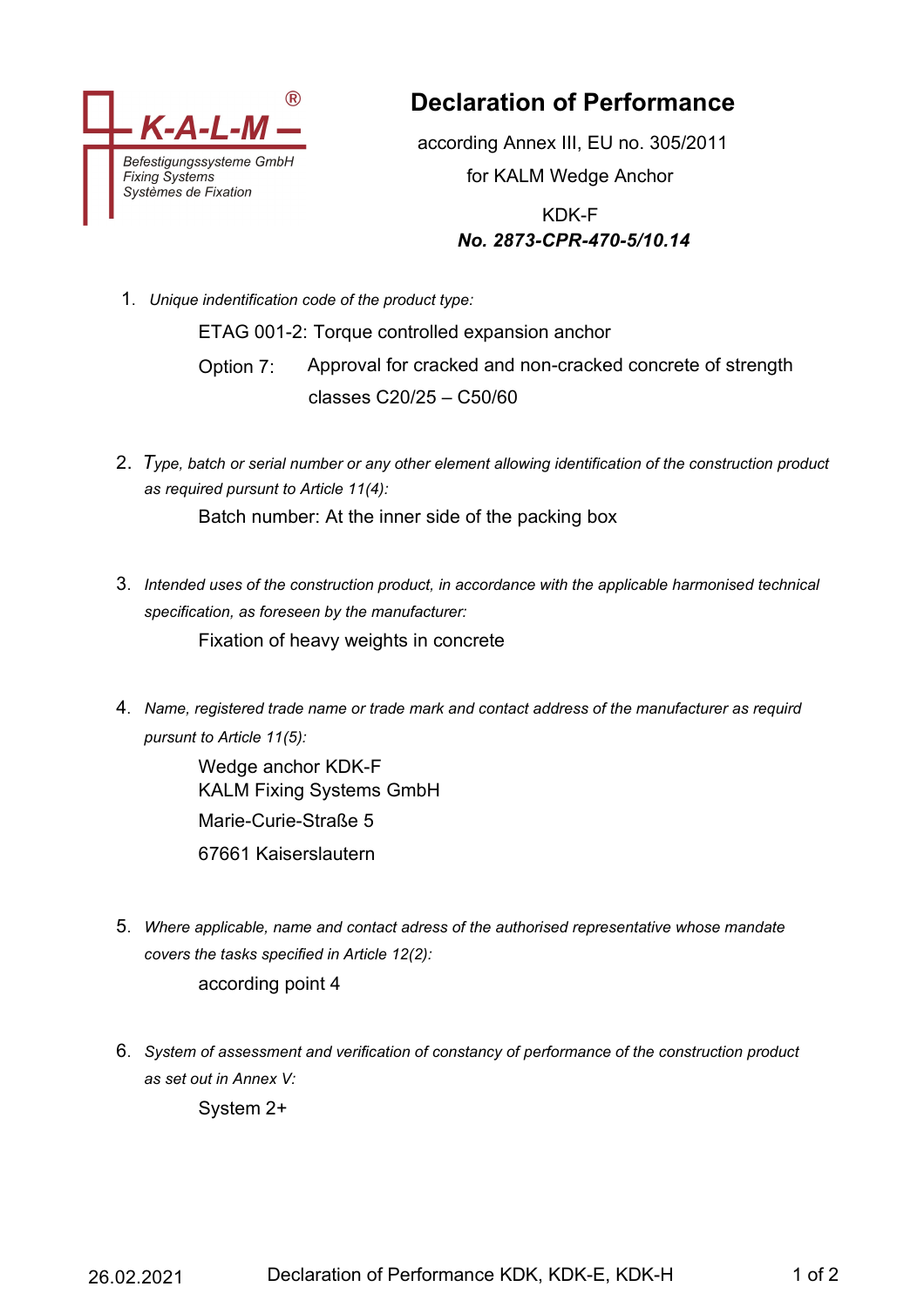K-A-L-M®

Befestigungssysteme GmbH
Fixing Systems
Systèmes de Fixation

# Declaration of Performance

according Annex III, EU no. 305/2011

for KALM Wedge Anchor

KDK-F

***No. 2873-CPR-470-5/10.14***

1. *Unique indentification code of the product type:*

   ETAG 001-2: Torque controlled expansion anchor

   Option 7: Approval for cracked and non-cracked concrete of strength classes C20/25 – C50/60

2. *Type, batch or serial number or any other element allowing identification of the construction product as required pursunt to Article 11(4):*

   Batch number: At the inner side of the packing box

3. *Intended uses of the construction product, in accordance with the applicable harmonised technical specification, as foreseen by the manufacturer:*

   Fixation of heavy weights in concrete

4. *Name, registered trade name or trade mark and contact address of the manufacturer as requird pursunt to Article 11(5):*

   Wedge anchor KDK-F
   KALM Fixing Systems GmbH
   Marie-Curie-Straße 5
   67661 Kaiserslautern

5. *Where applicable, name and contact adress of the authorised representative whose mandate covers the tasks specified in Article 12(2):*

   according point 4

6. *System of assessment and verification of constancy of performance of the construction product as set out in Annex V:*

   System 2+

26.02.2021 Declaration of Performance KDK, KDK-E, KDK-H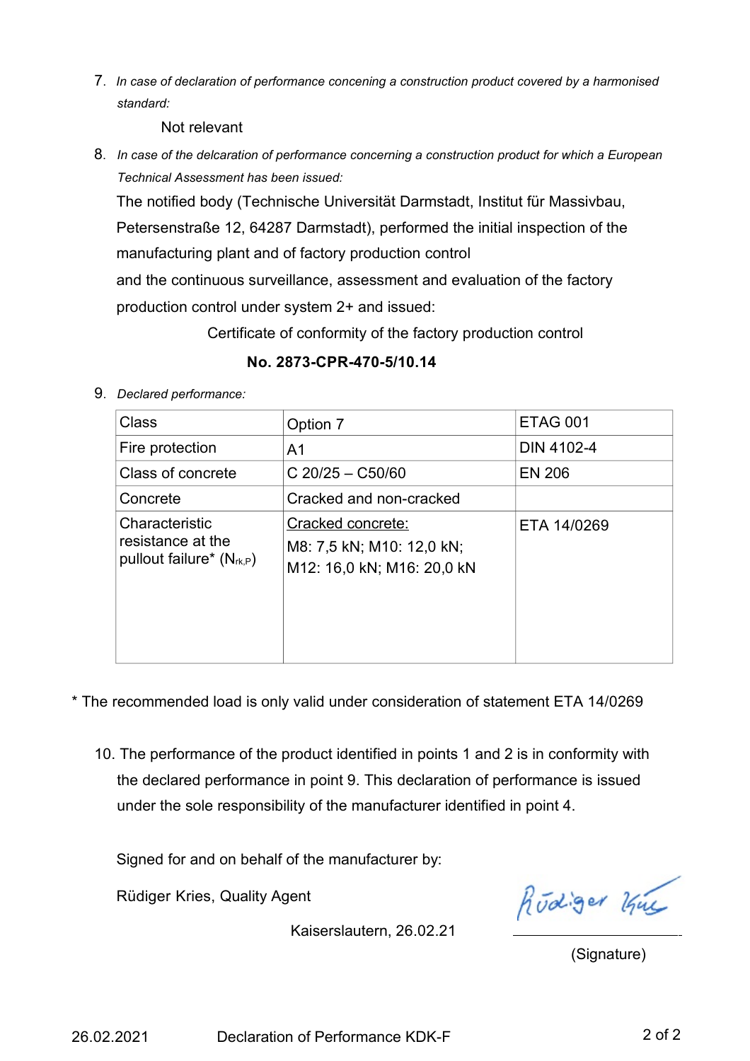7. *In case of declaration of performance concening a construction product covered by a harmonised standard:*

   Not relevant

8. *In case of the delcaration of performance concerning a construction product for which a European Technical Assessment has been issued:*

   The notified body (Technische Universität Darmstadt, Institut für Massivbau, Petersenstraße 12, 64287 Darmstadt), performed the initial inspection of the manufacturing plant and of factory production control and the continuous surveillance, assessment and evaluation of the factory production control under system 2+ and issued:

   Certificate of conformity of the factory production control

   **No. 2873-CPR-470-5/10.14**

9. *Declared performance:*

| | | |
|---|---|---|
| Class | Option 7 | ETAG 001 |
| Fire protection | A1 | DIN 4102-4 |
| Class of concrete | C 20/25 – C50/60 | EN 206 |
| Concrete | Cracked and non-cracked | |
| Characteristic resistance at the pullout failure* ($N_{rk,P}$) | Cracked concrete:<br>M8: 7,5 kN; M10: 12,0 kN;<br>M12: 16,0 kN; M16: 20,0 kN | ETA 14/0269 |

\* The recommended load is only valid under consideration of statement ETA 14/0269

10. The performance of the product identified in points 1 and 2 is in conformity with the declared performance in point 9. This declaration of performance is issued under the sole responsibility of the manufacturer identified in point 4.

Signed for and on behalf of the manufacturer by:

Rüdiger Kries, Quality Agent

Kaiserslautern, 26.02.21

Rüdiger Kries

(Signature)

26.02.2021 Declaration of Performance KDK-F